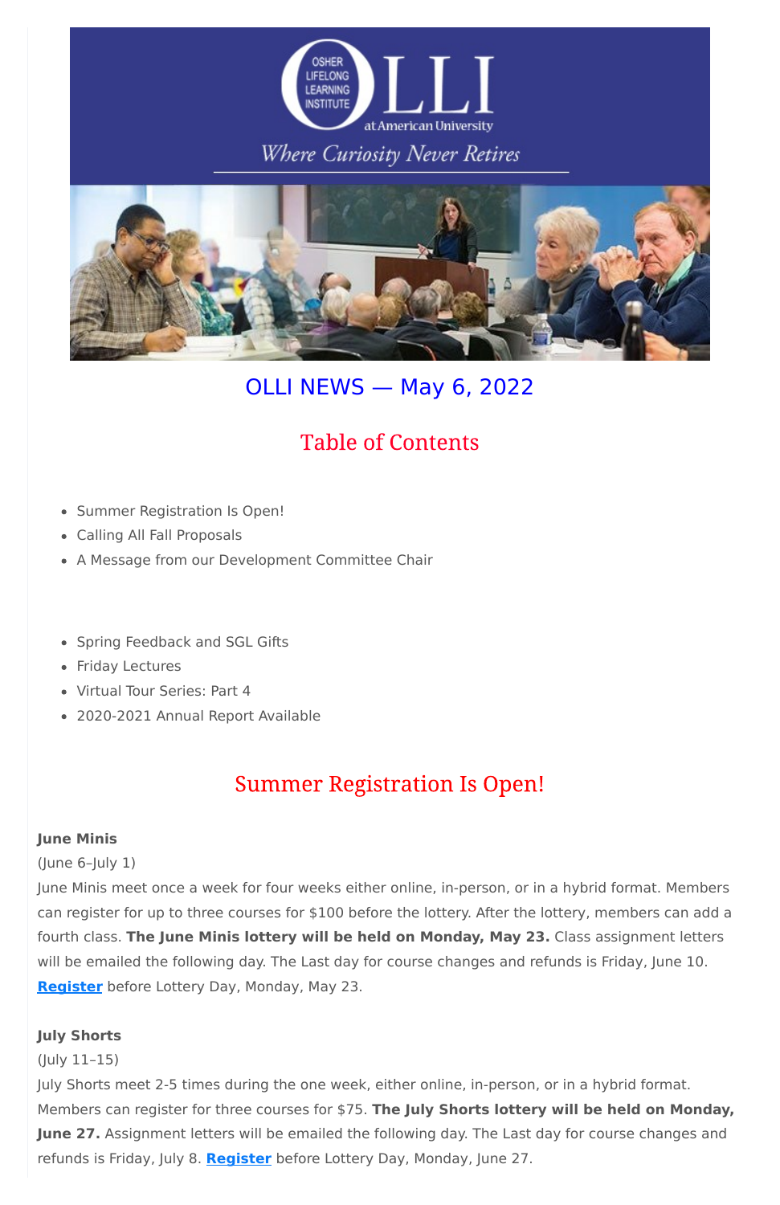# OLLI NEWS — May 6, 2022

## Table of Contents

- Summer Registration Is Open!
- Calling All Fall Proposals
- A Message from our Development Committee Chair

- Spring Feedback and SGL Gifts
- Friday Lectures
- Virtual Tour Series: Part 4
- 2020-2021 Annual Report Available

## Summer Registration Is Open!

**June Minis**

(June 6–July 1)

June Minis meet once a week for four weeks either online, in-person, or in a hybrid format. Members can register for up to three courses for $100 before the lottery. After the lottery, members can add a fourth class. **The June Minis lottery will be held on Monday, May 23.** Class assignment letters will be emailed the following day. The Last day for course changes and refunds is Friday, June 10. **Register** before Lottery Day, Monday, May 23.

**July Shorts**

(July 11–15)

July Shorts meet 2-5 times during the one week, either online, in-person, or in a hybrid format. Members can register for three courses for $75. **The July Shorts lottery will be held on Monday, June 27.** Assignment letters will be emailed the following day. The Last day for course changes and refunds is Friday, July 8. **Register** before Lottery Day, Monday, June 27.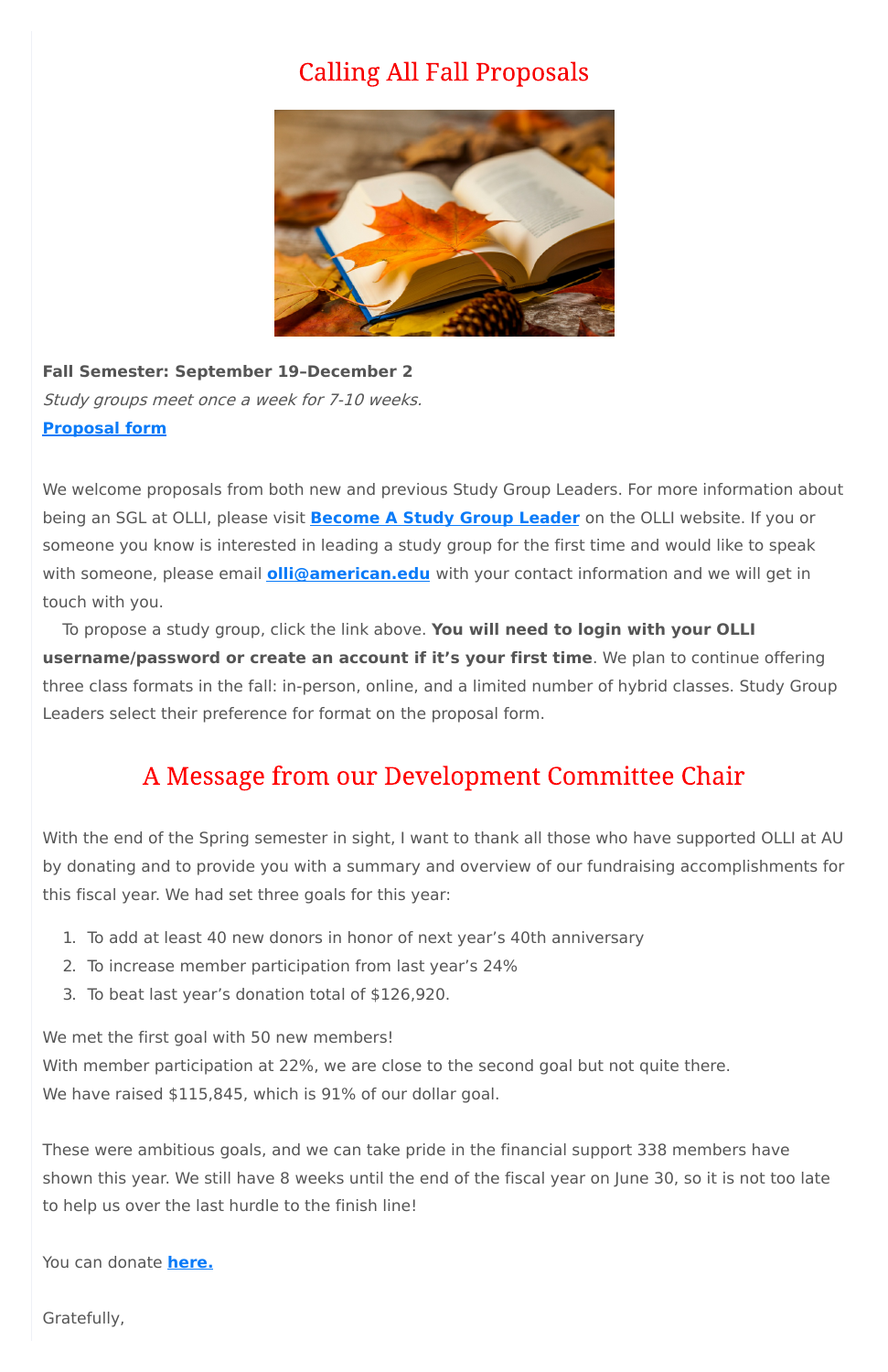## Calling All Fall Proposals

**Fall Semester: September 19–December 2**
*Study groups meet once a week for 7-10 weeks.*
**Proposal form**

We welcome proposals from both new and previous Study Group Leaders. For more information about being an SGL at OLLI, please visit **Become A Study Group Leader** on the OLLI website. If you or someone you know is interested in leading a study group for the first time and would like to speak with someone, please email **olli@american.edu** with your contact information and we will get in touch with you.

To propose a study group, click the link above. **You will need to login with your OLLI username/password or create an account if it's your first time**. We plan to continue offering three class formats in the fall: in-person, online, and a limited number of hybrid classes. Study Group Leaders select their preference for format on the proposal form.

## A Message from our Development Committee Chair

With the end of the Spring semester in sight, I want to thank all those who have supported OLLI at AU by donating and to provide you with a summary and overview of our fundraising accomplishments for this fiscal year. We had set three goals for this year:

1. To add at least 40 new donors in honor of next year's 40th anniversary
2. To increase member participation from last year's 24%
3. To beat last year's donation total of $126,920.

We met the first goal with 50 new members!
With member participation at 22%, we are close to the second goal but not quite there.
We have raised $115,845, which is 91% of our dollar goal.

These were ambitious goals, and we can take pride in the financial support 338 members have shown this year. We still have 8 weeks until the end of the fiscal year on June 30, so it is not too late to help us over the last hurdle to the finish line!

You can donate **here.**

Gratefully,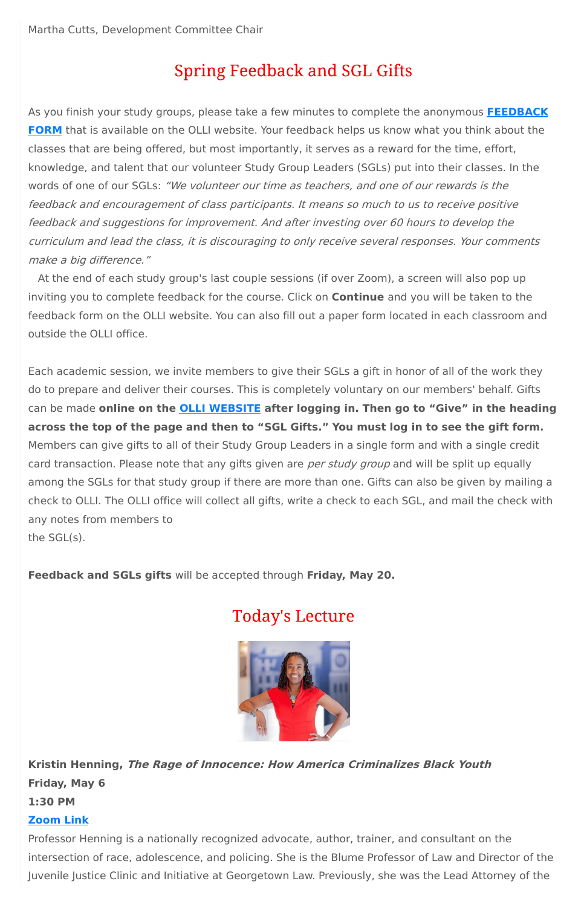Martha Cutts, Development Committee Chair

## Spring Feedback and SGL Gifts

As you finish your study groups, please take a few minutes to complete the anonymous **FEEDBACK FORM** that is available on the OLLI website. Your feedback helps us know what you think about the classes that are being offered, but most importantly, it serves as a reward for the time, effort, knowledge, and talent that our volunteer Study Group Leaders (SGLs) put into their classes. In the words of one of our SGLs: *"We volunteer our time as teachers, and one of our rewards is the feedback and encouragement of class participants. It means so much to us to receive positive feedback and suggestions for improvement. And after investing over 60 hours to develop the curriculum and lead the class, it is discouraging to only receive several responses. Your comments make a big difference."*

At the end of each study group's last couple sessions (if over Zoom), a screen will also pop up inviting you to complete feedback for the course. Click on **Continue** and you will be taken to the feedback form on the OLLI website. You can also fill out a paper form located in each classroom and outside the OLLI office.

Each academic session, we invite members to give their SGLs a gift in honor of all of the work they do to prepare and deliver their courses. This is completely voluntary on our members' behalf. Gifts can be made **online on the OLLI WEBSITE after logging in. Then go to "Give" in the heading across the top of the page and then to "SGL Gifts." You must log in to see the gift form.** Members can give gifts to all of their Study Group Leaders in a single form and with a single credit card transaction. Please note that any gifts given are *per study group* and will be split up equally among the SGLs for that study group if there are more than one. Gifts can also be given by mailing a check to OLLI. The OLLI office will collect all gifts, write a check to each SGL, and mail the check with any notes from members to
the SGL(s).

**Feedback and SGLs gifts** will be accepted through **Friday, May 20.**

## Today's Lecture

**Kristin Henning, *The Rage of Innocence: How America Criminalizes Black Youth***
**Friday, May 6**
**1:30 PM**
**Zoom Link**

Professor Henning is a nationally recognized advocate, author, trainer, and consultant on the intersection of race, adolescence, and policing. She is the Blume Professor of Law and Director of the Juvenile Justice Clinic and Initiative at Georgetown Law. Previously, she was the Lead Attorney of the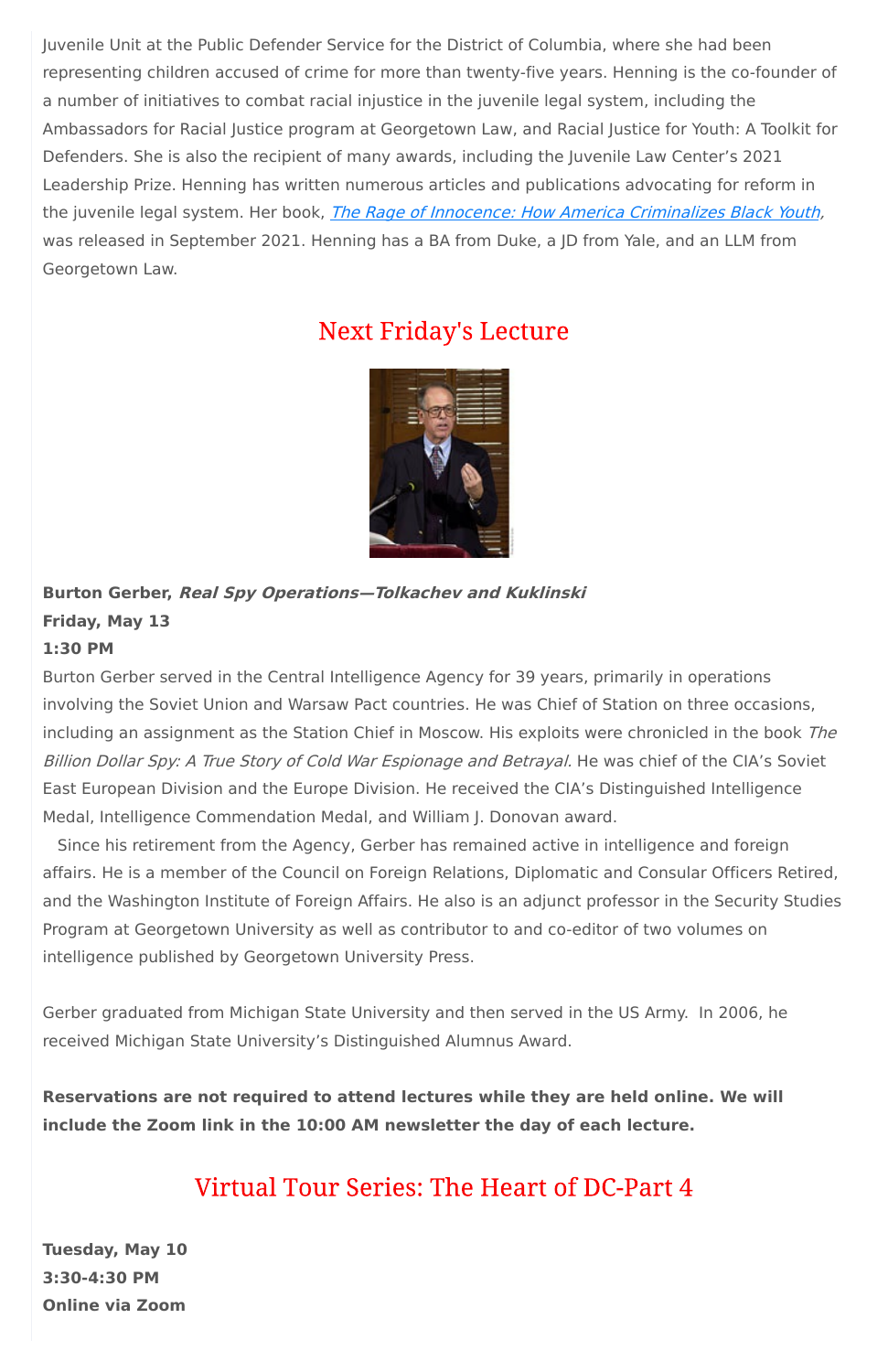Juvenile Unit at the Public Defender Service for the District of Columbia, where she had been representing children accused of crime for more than twenty-five years. Henning is the co-founder of a number of initiatives to combat racial injustice in the juvenile legal system, including the Ambassadors for Racial Justice program at Georgetown Law, and Racial Justice for Youth: A Toolkit for Defenders. She is also the recipient of many awards, including the Juvenile Law Center's 2021 Leadership Prize. Henning has written numerous articles and publications advocating for reform in the juvenile legal system. Her book, *The Rage of Innocence: How America Criminalizes Black Youth*, was released in September 2021. Henning has a BA from Duke, a JD from Yale, and an LLM from Georgetown Law.

## Next Friday's Lecture

**Burton Gerber, *Real Spy Operations—Tolkachev and Kuklinski***
**Friday, May 13**
**1:30 PM**

Burton Gerber served in the Central Intelligence Agency for 39 years, primarily in operations involving the Soviet Union and Warsaw Pact countries. He was Chief of Station on three occasions, including an assignment as the Station Chief in Moscow. His exploits were chronicled in the book *The Billion Dollar Spy: A True Story of Cold War Espionage and Betrayal.* He was chief of the CIA's Soviet East European Division and the Europe Division. He received the CIA's Distinguished Intelligence Medal, Intelligence Commendation Medal, and William J. Donovan award.

Since his retirement from the Agency, Gerber has remained active in intelligence and foreign affairs. He is a member of the Council on Foreign Relations, Diplomatic and Consular Officers Retired, and the Washington Institute of Foreign Affairs. He also is an adjunct professor in the Security Studies Program at Georgetown University as well as contributor to and co-editor of two volumes on intelligence published by Georgetown University Press.

Gerber graduated from Michigan State University and then served in the US Army. In 2006, he received Michigan State University's Distinguished Alumnus Award.

**Reservations are not required to attend lectures while they are held online. We will include the Zoom link in the 10:00 AM newsletter the day of each lecture.**

## Virtual Tour Series: The Heart of DC-Part 4

**Tuesday, May 10**
**3:30-4:30 PM**
**Online via Zoom**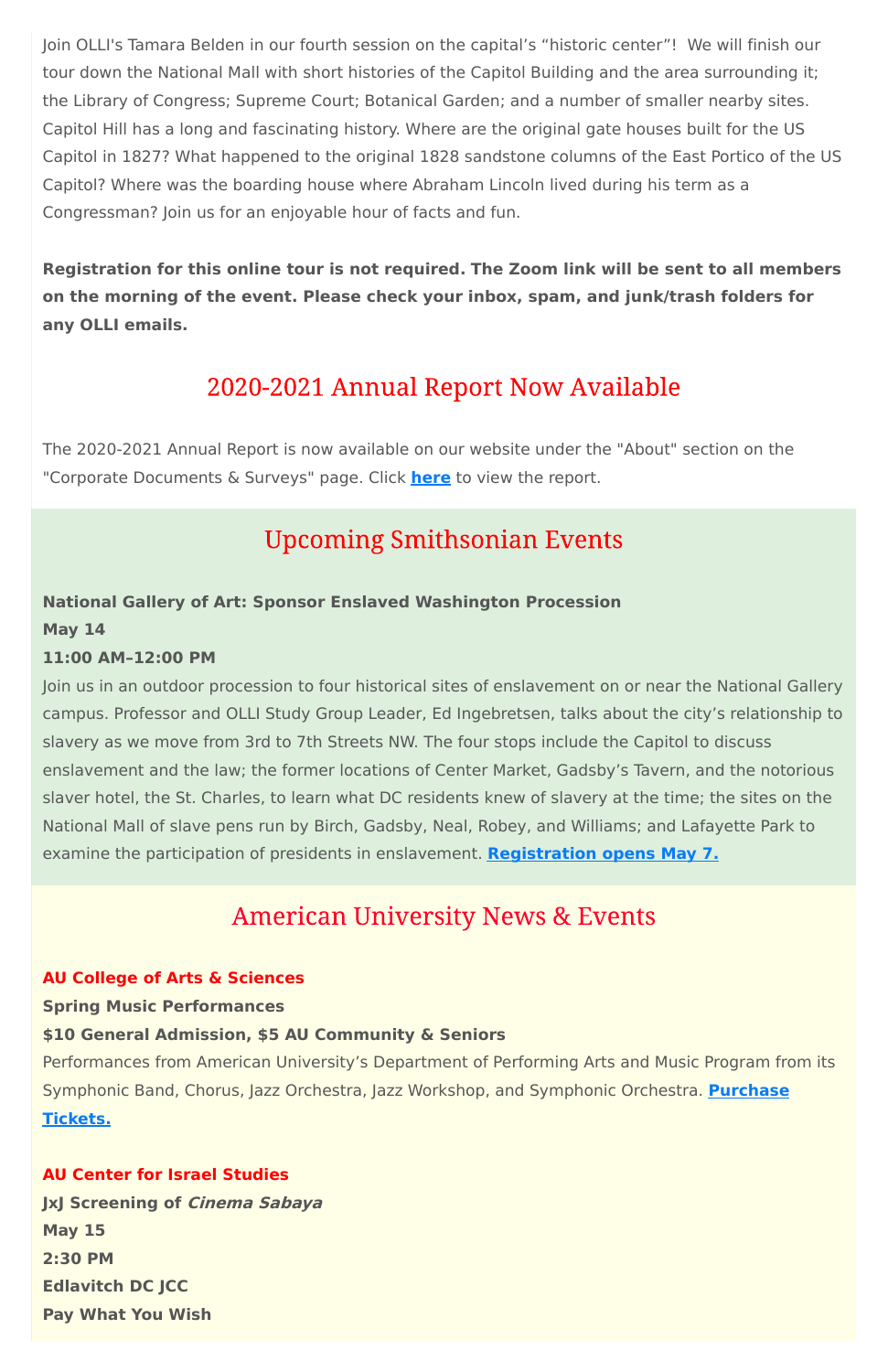Join OLLI's Tamara Belden in our fourth session on the capital's "historic center"! We will finish our tour down the National Mall with short histories of the Capitol Building and the area surrounding it; the Library of Congress; Supreme Court; Botanical Garden; and a number of smaller nearby sites. Capitol Hill has a long and fascinating history. Where are the original gate houses built for the US Capitol in 1827? What happened to the original 1828 sandstone columns of the East Portico of the US Capitol? Where was the boarding house where Abraham Lincoln lived during his term as a Congressman? Join us for an enjoyable hour of facts and fun.

**Registration for this online tour is not required. The Zoom link will be sent to all members on the morning of the event. Please check your inbox, spam, and junk/trash folders for any OLLI emails.**

## 2020-2021 Annual Report Now Available

The 2020-2021 Annual Report is now available on our website under the "About" section on the "Corporate Documents & Surveys" page. Click **here** to view the report.

## Upcoming Smithsonian Events

**National Gallery of Art: Sponsor Enslaved Washington Procession**
**May 14**
**11:00 AM–12:00 PM**

Join us in an outdoor procession to four historical sites of enslavement on or near the National Gallery campus. Professor and OLLI Study Group Leader, Ed Ingebretsen, talks about the city's relationship to slavery as we move from 3rd to 7th Streets NW. The four stops include the Capitol to discuss enslavement and the law; the former locations of Center Market, Gadsby's Tavern, and the notorious slaver hotel, the St. Charles, to learn what DC residents knew of slavery at the time; the sites on the National Mall of slave pens run by Birch, Gadsby, Neal, Robey, and Williams; and Lafayette Park to examine the participation of presidents in enslavement. **Registration opens May 7.**

## American University News & Events

**AU College of Arts & Sciences**
**Spring Music Performances**
**$10 General Admission, $5 AU Community & Seniors**

Performances from American University's Department of Performing Arts and Music Program from its Symphonic Band, Chorus, Jazz Orchestra, Jazz Workshop, and Symphonic Orchestra. **Purchase Tickets.**

**AU Center for Israel Studies**
**JxJ Screening of *Cinema Sabaya***
**May 15**
**2:30 PM**
**Edlavitch DC JCC**
**Pay What You Wish**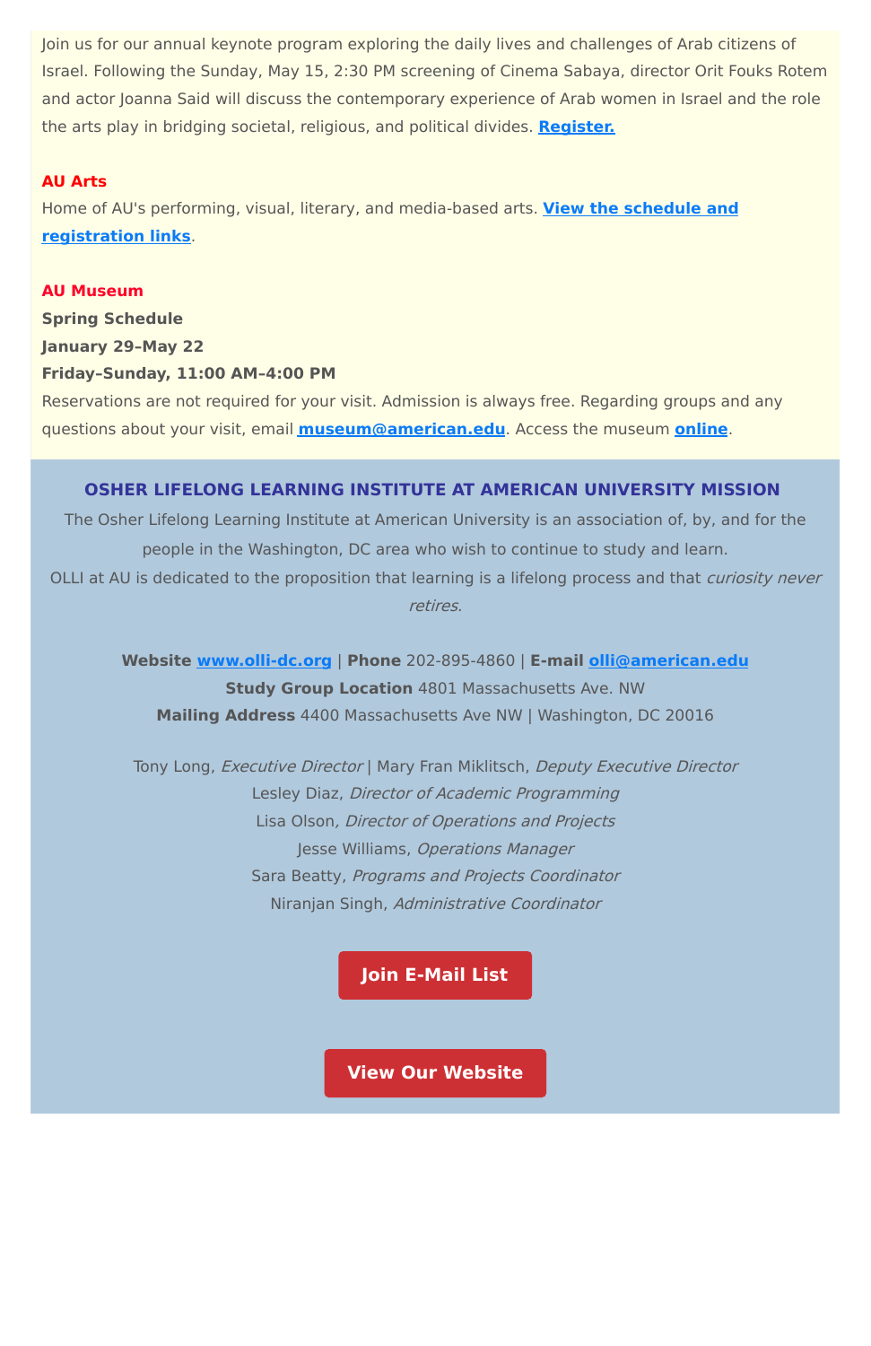Join us for our annual keynote program exploring the daily lives and challenges of Arab citizens of Israel. Following the Sunday, May 15, 2:30 PM screening of Cinema Sabaya, director Orit Fouks Rotem and actor Joanna Said will discuss the contemporary experience of Arab women in Israel and the role the arts play in bridging societal, religious, and political divides. **Register.**

**AU Arts**

Home of AU's performing, visual, literary, and media-based arts. **View the schedule and registration links**.

**AU Museum**

**Spring Schedule**

**January 29–May 22**

**Friday–Sunday, 11:00 AM–4:00 PM**

Reservations are not required for your visit. Admission is always free. Regarding groups and any questions about your visit, email **museum@american.edu**. Access the museum **online**.

## OSHER LIFELONG LEARNING INSTITUTE AT AMERICAN UNIVERSITY MISSION

The Osher Lifelong Learning Institute at American University is an association of, by, and for the people in the Washington, DC area who wish to continue to study and learn.

OLLI at AU is dedicated to the proposition that learning is a lifelong process and that *curiosity never retires.*

**Website** www.olli-dc.org | **Phone** 202-895-4860 | **E-mail** olli@american.edu

**Study Group Location** 4801 Massachusetts Ave. NW

**Mailing Address** 4400 Massachusetts Ave NW | Washington, DC 20016

Tony Long, *Executive Director* | Mary Fran Miklitsch, *Deputy Executive Director*

Lesley Diaz, *Director of Academic Programming*

Lisa Olson*, Director of Operations and Projects*

Jesse Williams, *Operations Manager*

Sara Beatty, *Programs and Projects Coordinator*

Niranjan Singh, *Administrative Coordinator*

**Join E-Mail List**

**View Our Website**